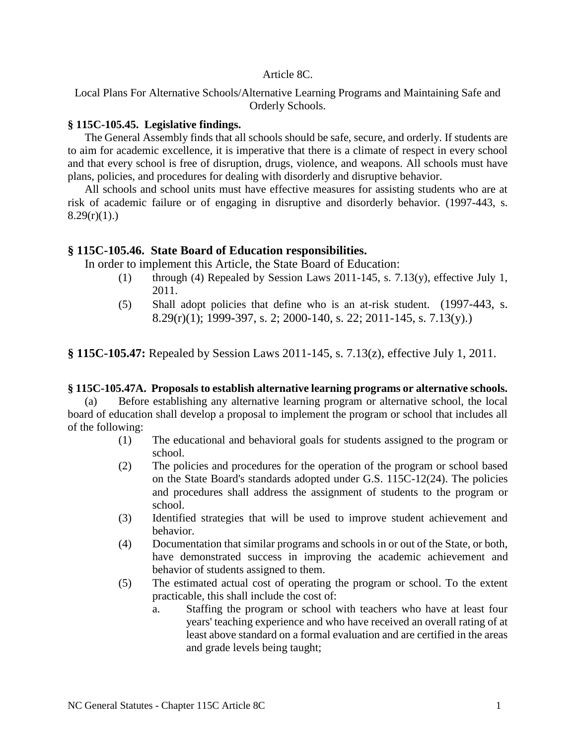# Article 8C.

## Local Plans For Alternative Schools/Alternative Learning Programs and Maintaining Safe and Orderly Schools.

### § 115C-105.45. Legislative findings.

The General Assembly finds that all schools should be safe, secure, and orderly. If students are to aim for academic excellence, it is imperative that there is a climate of respect in every school and that every school is free of disruption, drugs, violence, and weapons. All schools must have plans, policies, and procedures for dealing with disorderly and disruptive behavior.

All schools and school units must have effective measures for assisting students who are at risk of academic failure or of engaging in disruptive and disorderly behavior. (1997-443, s. 8.29(r)(1).)

### § 115C-105.46. State Board of Education responsibilities.

In order to implement this Article, the State Board of Education:

- (1) through (4) Repealed by Session Laws 2011-145, s. 7.13(y), effective July 1, 2011.
- (5) Shall adopt policies that define who is an at-risk student. (1997-443, s. 8.29(r)(1); 1999-397, s. 2; 2000-140, s. 22; 2011-145, s. 7.13(y).)

**§ 115C-105.47:** Repealed by Session Laws 2011-145, s. 7.13(z), effective July 1, 2011.

### § 115C-105.47A. Proposals to establish alternative learning programs or alternative schools.

(a) Before establishing any alternative learning program or alternative school, the local board of education shall develop a proposal to implement the program or school that includes all of the following:

- (1) The educational and behavioral goals for students assigned to the program or school.
- (2) The policies and procedures for the operation of the program or school based on the State Board's standards adopted under G.S. 115C-12(24). The policies and procedures shall address the assignment of students to the program or school.
- (3) Identified strategies that will be used to improve student achievement and behavior.
- (4) Documentation that similar programs and schools in or out of the State, or both, have demonstrated success in improving the academic achievement and behavior of students assigned to them.
- (5) The estimated actual cost of operating the program or school. To the extent practicable, this shall include the cost of:
  - a. Staffing the program or school with teachers who have at least four years' teaching experience and who have received an overall rating of at least above standard on a formal evaluation and are certified in the areas and grade levels being taught;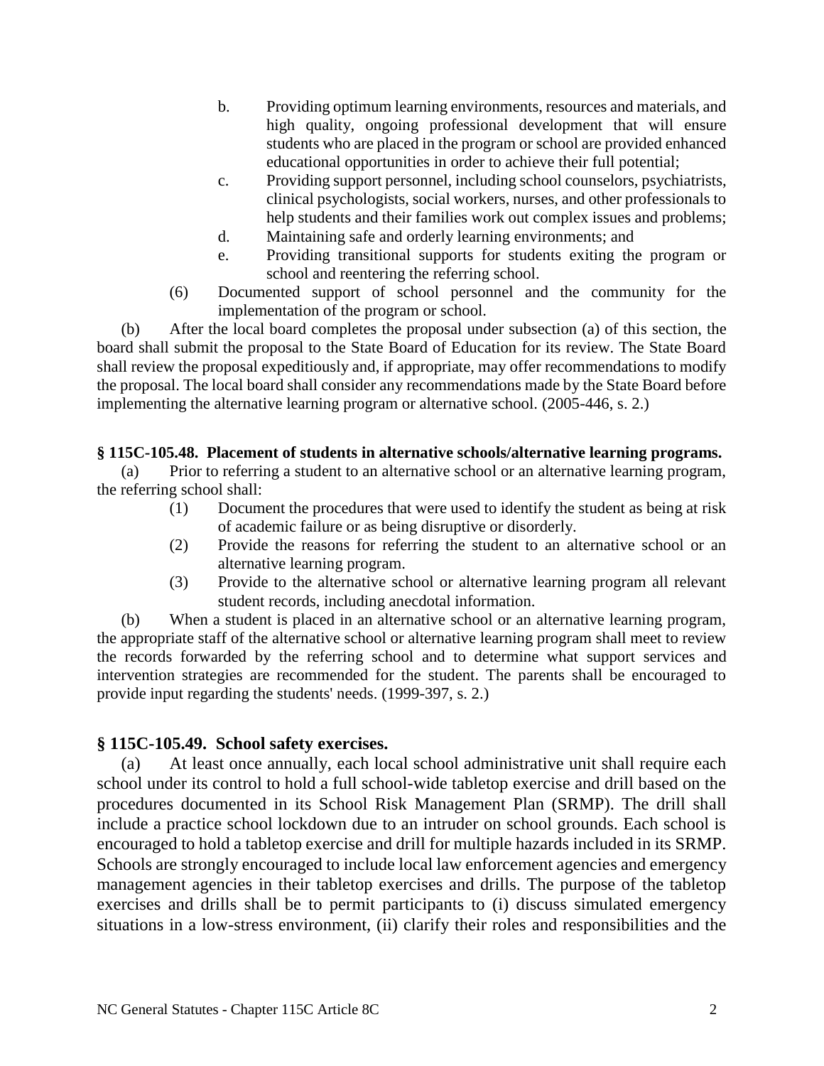b. Providing optimum learning environments, resources and materials, and high quality, ongoing professional development that will ensure students who are placed in the program or school are provided enhanced educational opportunities in order to achieve their full potential;

c. Providing support personnel, including school counselors, psychiatrists, clinical psychologists, social workers, nurses, and other professionals to help students and their families work out complex issues and problems;

d. Maintaining safe and orderly learning environments; and

e. Providing transitional supports for students exiting the program or school and reentering the referring school.

(6) Documented support of school personnel and the community for the implementation of the program or school.

(b) After the local board completes the proposal under subsection (a) of this section, the board shall submit the proposal to the State Board of Education for its review. The State Board shall review the proposal expeditiously and, if appropriate, may offer recommendations to modify the proposal. The local board shall consider any recommendations made by the State Board before implementing the alternative learning program or alternative school. (2005-446, s. 2.)

**§ 115C-105.48. Placement of students in alternative schools/alternative learning programs.**

(a) Prior to referring a student to an alternative school or an alternative learning program, the referring school shall:

(1) Document the procedures that were used to identify the student as being at risk of academic failure or as being disruptive or disorderly.

(2) Provide the reasons for referring the student to an alternative school or an alternative learning program.

(3) Provide to the alternative school or alternative learning program all relevant student records, including anecdotal information.

(b) When a student is placed in an alternative school or an alternative learning program, the appropriate staff of the alternative school or alternative learning program shall meet to review the records forwarded by the referring school and to determine what support services and intervention strategies are recommended for the student. The parents shall be encouraged to provide input regarding the students' needs. (1999-397, s. 2.)

**§ 115C-105.49. School safety exercises.**

(a) At least once annually, each local school administrative unit shall require each school under its control to hold a full school-wide tabletop exercise and drill based on the procedures documented in its School Risk Management Plan (SRMP). The drill shall include a practice school lockdown due to an intruder on school grounds. Each school is encouraged to hold a tabletop exercise and drill for multiple hazards included in its SRMP. Schools are strongly encouraged to include local law enforcement agencies and emergency management agencies in their tabletop exercises and drills. The purpose of the tabletop exercises and drills shall be to permit participants to (i) discuss simulated emergency situations in a low-stress environment, (ii) clarify their roles and responsibilities and the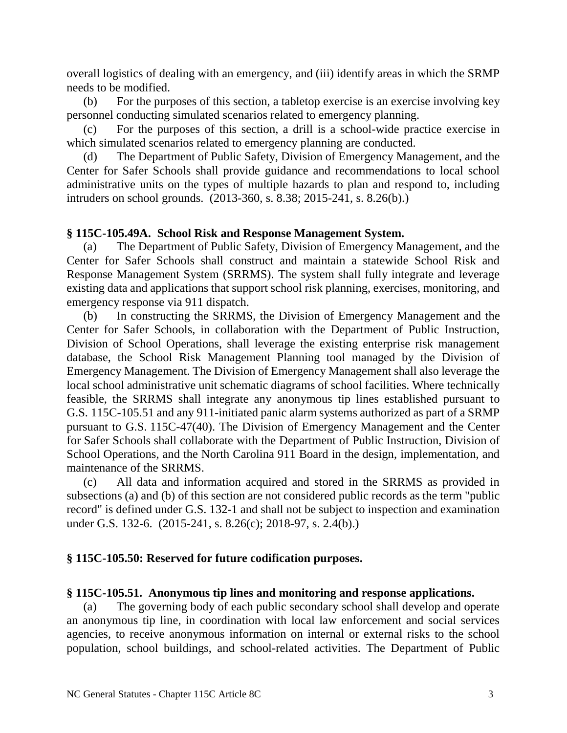overall logistics of dealing with an emergency, and (iii) identify areas in which the SRMP needs to be modified.

(b) For the purposes of this section, a tabletop exercise is an exercise involving key personnel conducting simulated scenarios related to emergency planning.

(c) For the purposes of this section, a drill is a school-wide practice exercise in which simulated scenarios related to emergency planning are conducted.

(d) The Department of Public Safety, Division of Emergency Management, and the Center for Safer Schools shall provide guidance and recommendations to local school administrative units on the types of multiple hazards to plan and respond to, including intruders on school grounds. (2013-360, s. 8.38; 2015-241, s. 8.26(b).)

**§ 115C-105.49A. School Risk and Response Management System.**

(a) The Department of Public Safety, Division of Emergency Management, and the Center for Safer Schools shall construct and maintain a statewide School Risk and Response Management System (SRRMS). The system shall fully integrate and leverage existing data and applications that support school risk planning, exercises, monitoring, and emergency response via 911 dispatch.

(b) In constructing the SRRMS, the Division of Emergency Management and the Center for Safer Schools, in collaboration with the Department of Public Instruction, Division of School Operations, shall leverage the existing enterprise risk management database, the School Risk Management Planning tool managed by the Division of Emergency Management. The Division of Emergency Management shall also leverage the local school administrative unit schematic diagrams of school facilities. Where technically feasible, the SRRMS shall integrate any anonymous tip lines established pursuant to G.S. 115C-105.51 and any 911-initiated panic alarm systems authorized as part of a SRMP pursuant to G.S. 115C-47(40). The Division of Emergency Management and the Center for Safer Schools shall collaborate with the Department of Public Instruction, Division of School Operations, and the North Carolina 911 Board in the design, implementation, and maintenance of the SRRMS.

(c) All data and information acquired and stored in the SRRMS as provided in subsections (a) and (b) of this section are not considered public records as the term "public record" is defined under G.S. 132-1 and shall not be subject to inspection and examination under G.S. 132-6. (2015-241, s. 8.26(c); 2018-97, s. 2.4(b).)

**§ 115C-105.50: Reserved for future codification purposes.**

**§ 115C-105.51. Anonymous tip lines and monitoring and response applications.**

(a) The governing body of each public secondary school shall develop and operate an anonymous tip line, in coordination with local law enforcement and social services agencies, to receive anonymous information on internal or external risks to the school population, school buildings, and school-related activities. The Department of Public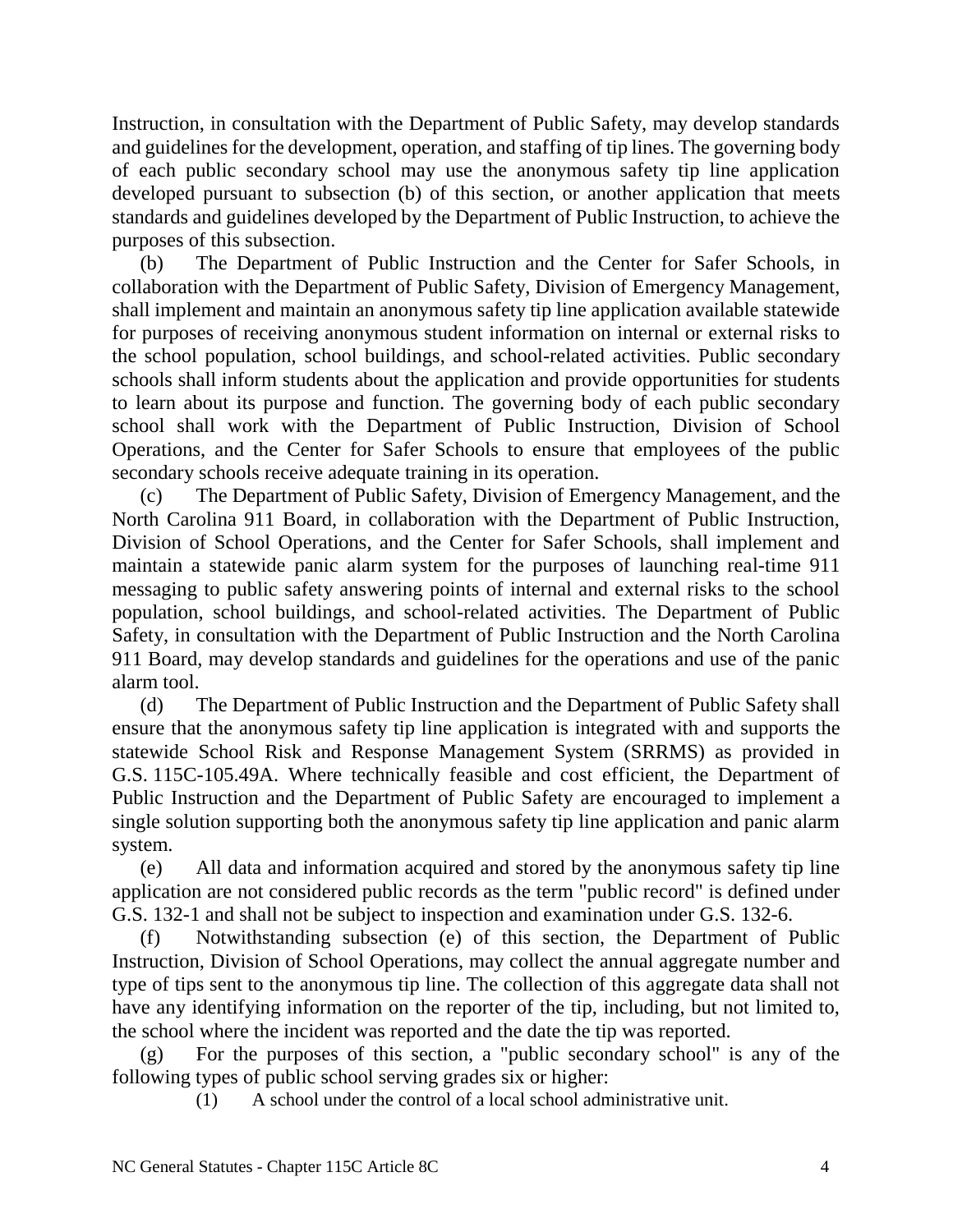Instruction, in consultation with the Department of Public Safety, may develop standards and guidelines for the development, operation, and staffing of tip lines. The governing body of each public secondary school may use the anonymous safety tip line application developed pursuant to subsection (b) of this section, or another application that meets standards and guidelines developed by the Department of Public Instruction, to achieve the purposes of this subsection.

(b) The Department of Public Instruction and the Center for Safer Schools, in collaboration with the Department of Public Safety, Division of Emergency Management, shall implement and maintain an anonymous safety tip line application available statewide for purposes of receiving anonymous student information on internal or external risks to the school population, school buildings, and school-related activities. Public secondary schools shall inform students about the application and provide opportunities for students to learn about its purpose and function. The governing body of each public secondary school shall work with the Department of Public Instruction, Division of School Operations, and the Center for Safer Schools to ensure that employees of the public secondary schools receive adequate training in its operation.

(c) The Department of Public Safety, Division of Emergency Management, and the North Carolina 911 Board, in collaboration with the Department of Public Instruction, Division of School Operations, and the Center for Safer Schools, shall implement and maintain a statewide panic alarm system for the purposes of launching real-time 911 messaging to public safety answering points of internal and external risks to the school population, school buildings, and school-related activities. The Department of Public Safety, in consultation with the Department of Public Instruction and the North Carolina 911 Board, may develop standards and guidelines for the operations and use of the panic alarm tool.

(d) The Department of Public Instruction and the Department of Public Safety shall ensure that the anonymous safety tip line application is integrated with and supports the statewide School Risk and Response Management System (SRRMS) as provided in G.S. 115C-105.49A. Where technically feasible and cost efficient, the Department of Public Instruction and the Department of Public Safety are encouraged to implement a single solution supporting both the anonymous safety tip line application and panic alarm system.

(e) All data and information acquired and stored by the anonymous safety tip line application are not considered public records as the term "public record" is defined under G.S. 132-1 and shall not be subject to inspection and examination under G.S. 132-6.

(f) Notwithstanding subsection (e) of this section, the Department of Public Instruction, Division of School Operations, may collect the annual aggregate number and type of tips sent to the anonymous tip line. The collection of this aggregate data shall not have any identifying information on the reporter of the tip, including, but not limited to, the school where the incident was reported and the date the tip was reported.

(g) For the purposes of this section, a "public secondary school" is any of the following types of public school serving grades six or higher:

(1) A school under the control of a local school administrative unit.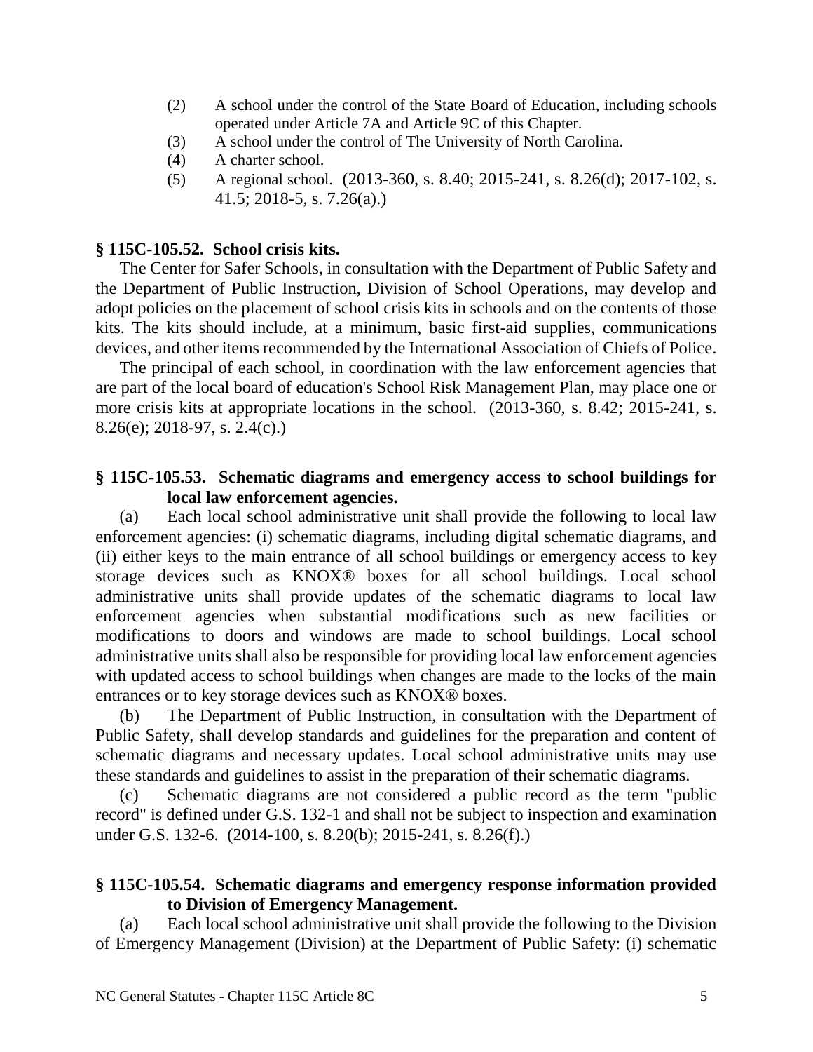(2) A school under the control of the State Board of Education, including schools operated under Article 7A and Article 9C of this Chapter.
(3) A school under the control of The University of North Carolina.
(4) A charter school.
(5) A regional school. (2013-360, s. 8.40; 2015-241, s. 8.26(d); 2017-102, s. 41.5; 2018-5, s. 7.26(a).)

**§ 115C-105.52. School crisis kits.**

The Center for Safer Schools, in consultation with the Department of Public Safety and the Department of Public Instruction, Division of School Operations, may develop and adopt policies on the placement of school crisis kits in schools and on the contents of those kits. The kits should include, at a minimum, basic first-aid supplies, communications devices, and other items recommended by the International Association of Chiefs of Police.

The principal of each school, in coordination with the law enforcement agencies that are part of the local board of education's School Risk Management Plan, may place one or more crisis kits at appropriate locations in the school. (2013-360, s. 8.42; 2015-241, s. 8.26(e); 2018-97, s. 2.4(c).)

**§ 115C-105.53. Schematic diagrams and emergency access to school buildings for local law enforcement agencies.**

(a) Each local school administrative unit shall provide the following to local law enforcement agencies: (i) schematic diagrams, including digital schematic diagrams, and (ii) either keys to the main entrance of all school buildings or emergency access to key storage devices such as KNOX® boxes for all school buildings. Local school administrative units shall provide updates of the schematic diagrams to local law enforcement agencies when substantial modifications such as new facilities or modifications to doors and windows are made to school buildings. Local school administrative units shall also be responsible for providing local law enforcement agencies with updated access to school buildings when changes are made to the locks of the main entrances or to key storage devices such as KNOX® boxes.

(b) The Department of Public Instruction, in consultation with the Department of Public Safety, shall develop standards and guidelines for the preparation and content of schematic diagrams and necessary updates. Local school administrative units may use these standards and guidelines to assist in the preparation of their schematic diagrams.

(c) Schematic diagrams are not considered a public record as the term "public record" is defined under G.S. 132-1 and shall not be subject to inspection and examination under G.S. 132-6. (2014-100, s. 8.20(b); 2015-241, s. 8.26(f).)

**§ 115C-105.54. Schematic diagrams and emergency response information provided to Division of Emergency Management.**

(a) Each local school administrative unit shall provide the following to the Division of Emergency Management (Division) at the Department of Public Safety: (i) schematic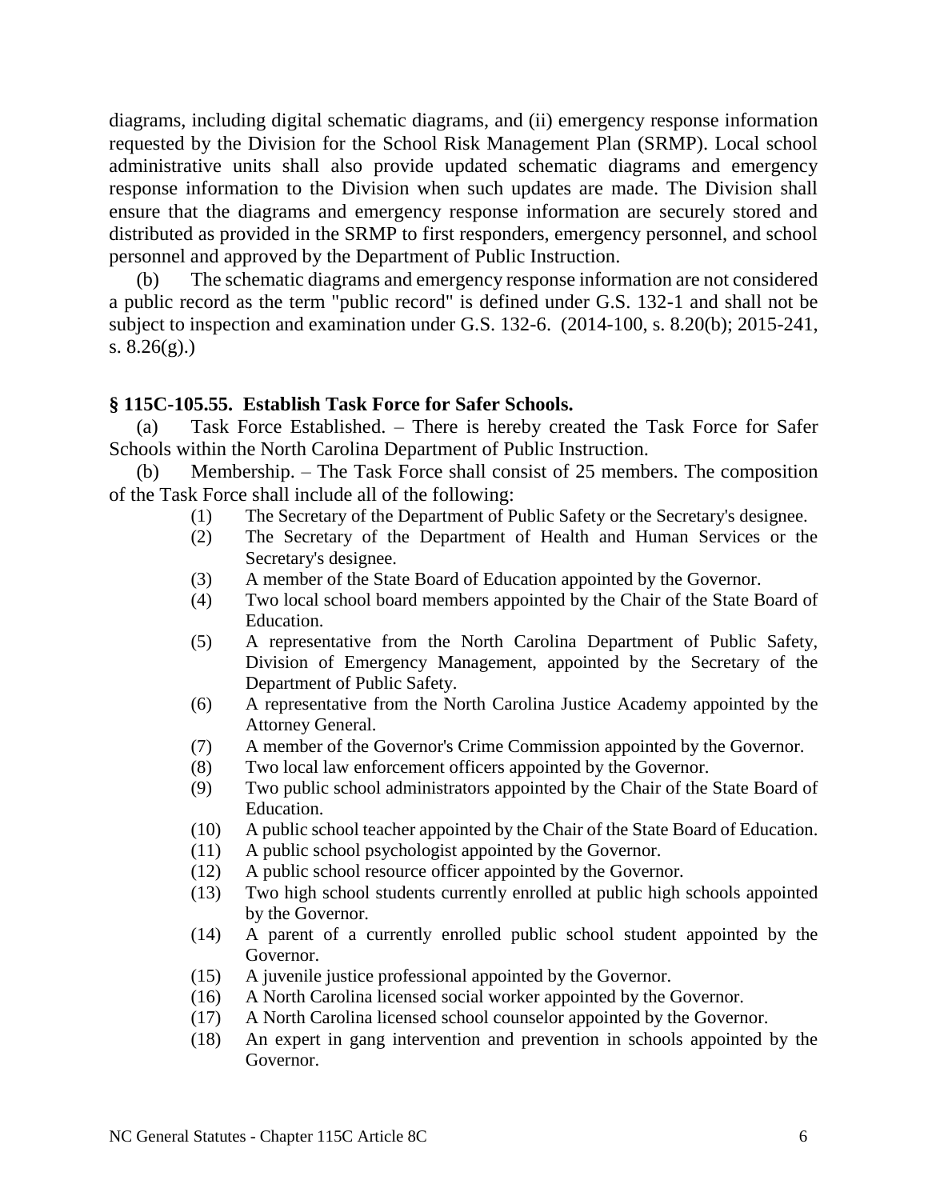diagrams, including digital schematic diagrams, and (ii) emergency response information requested by the Division for the School Risk Management Plan (SRMP). Local school administrative units shall also provide updated schematic diagrams and emergency response information to the Division when such updates are made. The Division shall ensure that the diagrams and emergency response information are securely stored and distributed as provided in the SRMP to first responders, emergency personnel, and school personnel and approved by the Department of Public Instruction.

(b) The schematic diagrams and emergency response information are not considered a public record as the term "public record" is defined under G.S. 132-1 and shall not be subject to inspection and examination under G.S. 132-6. (2014-100, s. 8.20(b); 2015-241, s. 8.26(g).)

### § 115C-105.55. Establish Task Force for Safer Schools.

(a) Task Force Established. – There is hereby created the Task Force for Safer Schools within the North Carolina Department of Public Instruction.

(b) Membership. – The Task Force shall consist of 25 members. The composition of the Task Force shall include all of the following:

(1) The Secretary of the Department of Public Safety or the Secretary's designee.
(2) The Secretary of the Department of Health and Human Services or the Secretary's designee.
(3) A member of the State Board of Education appointed by the Governor.
(4) Two local school board members appointed by the Chair of the State Board of Education.
(5) A representative from the North Carolina Department of Public Safety, Division of Emergency Management, appointed by the Secretary of the Department of Public Safety.
(6) A representative from the North Carolina Justice Academy appointed by the Attorney General.
(7) A member of the Governor's Crime Commission appointed by the Governor.
(8) Two local law enforcement officers appointed by the Governor.
(9) Two public school administrators appointed by the Chair of the State Board of Education.
(10) A public school teacher appointed by the Chair of the State Board of Education.
(11) A public school psychologist appointed by the Governor.
(12) A public school resource officer appointed by the Governor.
(13) Two high school students currently enrolled at public high schools appointed by the Governor.
(14) A parent of a currently enrolled public school student appointed by the Governor.
(15) A juvenile justice professional appointed by the Governor.
(16) A North Carolina licensed social worker appointed by the Governor.
(17) A North Carolina licensed school counselor appointed by the Governor.
(18) An expert in gang intervention and prevention in schools appointed by the Governor.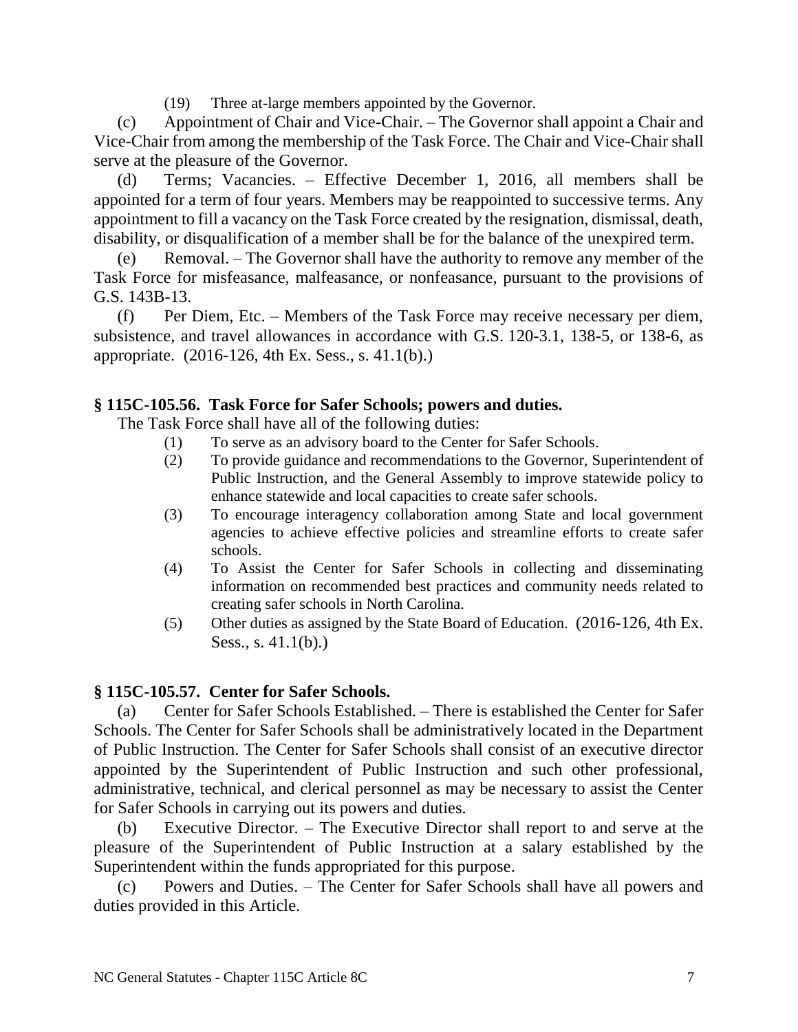(19) Three at-large members appointed by the Governor.

(c) Appointment of Chair and Vice-Chair. – The Governor shall appoint a Chair and Vice-Chair from among the membership of the Task Force. The Chair and Vice-Chair shall serve at the pleasure of the Governor.

(d) Terms; Vacancies. – Effective December 1, 2016, all members shall be appointed for a term of four years. Members may be reappointed to successive terms. Any appointment to fill a vacancy on the Task Force created by the resignation, dismissal, death, disability, or disqualification of a member shall be for the balance of the unexpired term.

(e) Removal. – The Governor shall have the authority to remove any member of the Task Force for misfeasance, malfeasance, or nonfeasance, pursuant to the provisions of G.S. 143B-13.

(f) Per Diem, Etc. – Members of the Task Force may receive necessary per diem, subsistence, and travel allowances in accordance with G.S. 120-3.1, 138-5, or 138-6, as appropriate. (2016-126, 4th Ex. Sess., s. 41.1(b).)

**§ 115C-105.56. Task Force for Safer Schools; powers and duties.**

The Task Force shall have all of the following duties:

(1) To serve as an advisory board to the Center for Safer Schools.

(2) To provide guidance and recommendations to the Governor, Superintendent of Public Instruction, and the General Assembly to improve statewide policy to enhance statewide and local capacities to create safer schools.

(3) To encourage interagency collaboration among State and local government agencies to achieve effective policies and streamline efforts to create safer schools.

(4) To Assist the Center for Safer Schools in collecting and disseminating information on recommended best practices and community needs related to creating safer schools in North Carolina.

(5) Other duties as assigned by the State Board of Education. (2016-126, 4th Ex. Sess., s. 41.1(b).)

**§ 115C-105.57. Center for Safer Schools.**

(a) Center for Safer Schools Established. – There is established the Center for Safer Schools. The Center for Safer Schools shall be administratively located in the Department of Public Instruction. The Center for Safer Schools shall consist of an executive director appointed by the Superintendent of Public Instruction and such other professional, administrative, technical, and clerical personnel as may be necessary to assist the Center for Safer Schools in carrying out its powers and duties.

(b) Executive Director. – The Executive Director shall report to and serve at the pleasure of the Superintendent of Public Instruction at a salary established by the Superintendent within the funds appropriated for this purpose.

(c) Powers and Duties. – The Center for Safer Schools shall have all powers and duties provided in this Article.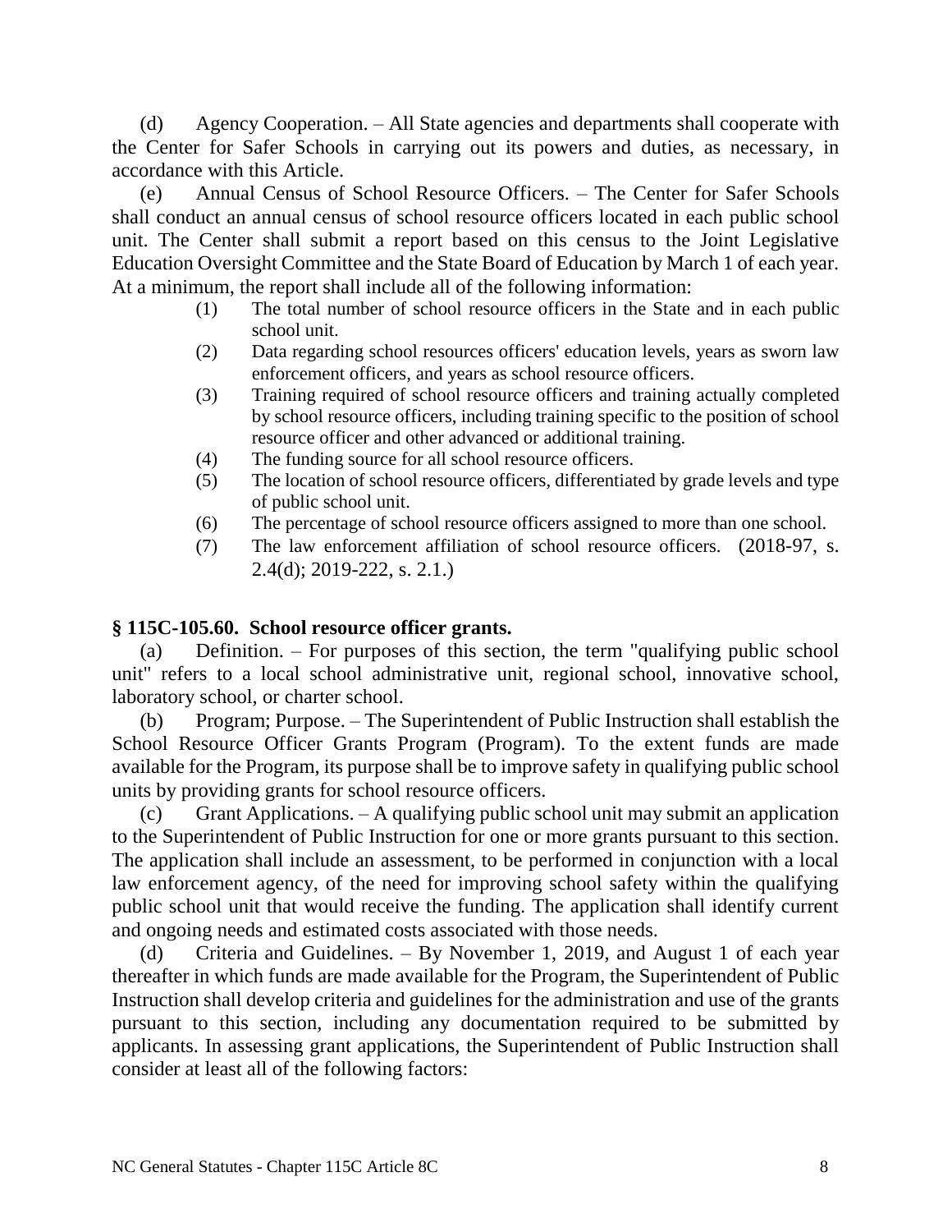(d) Agency Cooperation. – All State agencies and departments shall cooperate with the Center for Safer Schools in carrying out its powers and duties, as necessary, in accordance with this Article.

(e) Annual Census of School Resource Officers. – The Center for Safer Schools shall conduct an annual census of school resource officers located in each public school unit. The Center shall submit a report based on this census to the Joint Legislative Education Oversight Committee and the State Board of Education by March 1 of each year. At a minimum, the report shall include all of the following information:

(1) The total number of school resource officers in the State and in each public school unit.

(2) Data regarding school resources officers' education levels, years as sworn law enforcement officers, and years as school resource officers.

(3) Training required of school resource officers and training actually completed by school resource officers, including training specific to the position of school resource officer and other advanced or additional training.

(4) The funding source for all school resource officers.

(5) The location of school resource officers, differentiated by grade levels and type of public school unit.

(6) The percentage of school resource officers assigned to more than one school.

(7) The law enforcement affiliation of school resource officers. (2018-97, s. 2.4(d); 2019-222, s. 2.1.)

**§ 115C-105.60. School resource officer grants.**

(a) Definition. – For purposes of this section, the term "qualifying public school unit" refers to a local school administrative unit, regional school, innovative school, laboratory school, or charter school.

(b) Program; Purpose. – The Superintendent of Public Instruction shall establish the School Resource Officer Grants Program (Program). To the extent funds are made available for the Program, its purpose shall be to improve safety in qualifying public school units by providing grants for school resource officers.

(c) Grant Applications. – A qualifying public school unit may submit an application to the Superintendent of Public Instruction for one or more grants pursuant to this section. The application shall include an assessment, to be performed in conjunction with a local law enforcement agency, of the need for improving school safety within the qualifying public school unit that would receive the funding. The application shall identify current and ongoing needs and estimated costs associated with those needs.

(d) Criteria and Guidelines. – By November 1, 2019, and August 1 of each year thereafter in which funds are made available for the Program, the Superintendent of Public Instruction shall develop criteria and guidelines for the administration and use of the grants pursuant to this section, including any documentation required to be submitted by applicants. In assessing grant applications, the Superintendent of Public Instruction shall consider at least all of the following factors: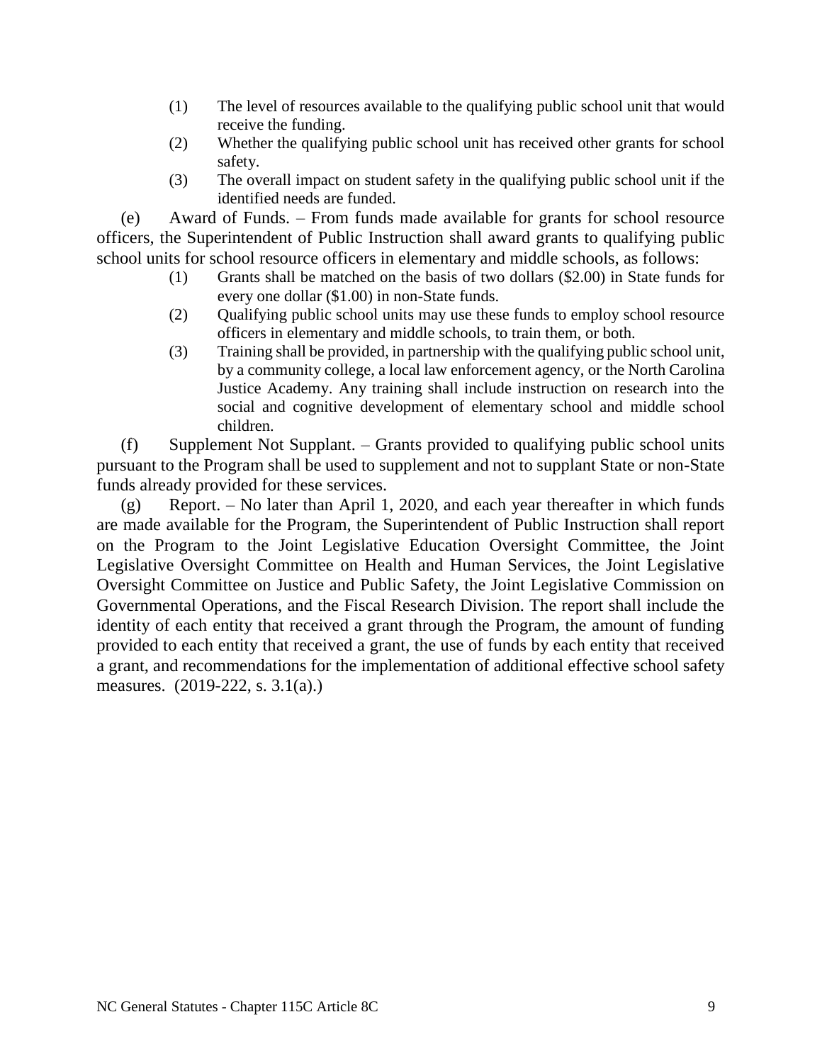(1) The level of resources available to the qualifying public school unit that would receive the funding.

(2) Whether the qualifying public school unit has received other grants for school safety.

(3) The overall impact on student safety in the qualifying public school unit if the identified needs are funded.

(e) Award of Funds. – From funds made available for grants for school resource officers, the Superintendent of Public Instruction shall award grants to qualifying public school units for school resource officers in elementary and middle schools, as follows:

(1) Grants shall be matched on the basis of two dollars ($2.00) in State funds for every one dollar ($1.00) in non-State funds.

(2) Qualifying public school units may use these funds to employ school resource officers in elementary and middle schools, to train them, or both.

(3) Training shall be provided, in partnership with the qualifying public school unit, by a community college, a local law enforcement agency, or the North Carolina Justice Academy. Any training shall include instruction on research into the social and cognitive development of elementary school and middle school children.

(f) Supplement Not Supplant. – Grants provided to qualifying public school units pursuant to the Program shall be used to supplement and not to supplant State or non-State funds already provided for these services.

(g) Report. – No later than April 1, 2020, and each year thereafter in which funds are made available for the Program, the Superintendent of Public Instruction shall report on the Program to the Joint Legislative Education Oversight Committee, the Joint Legislative Oversight Committee on Health and Human Services, the Joint Legislative Oversight Committee on Justice and Public Safety, the Joint Legislative Commission on Governmental Operations, and the Fiscal Research Division. The report shall include the identity of each entity that received a grant through the Program, the amount of funding provided to each entity that received a grant, the use of funds by each entity that received a grant, and recommendations for the implementation of additional effective school safety measures. (2019-222, s. 3.1(a).)